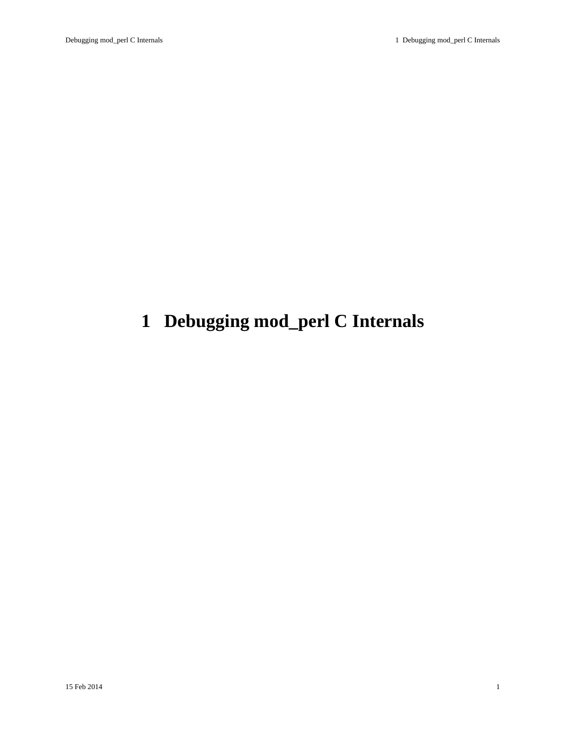# 1 Debugging mod_perl C Internals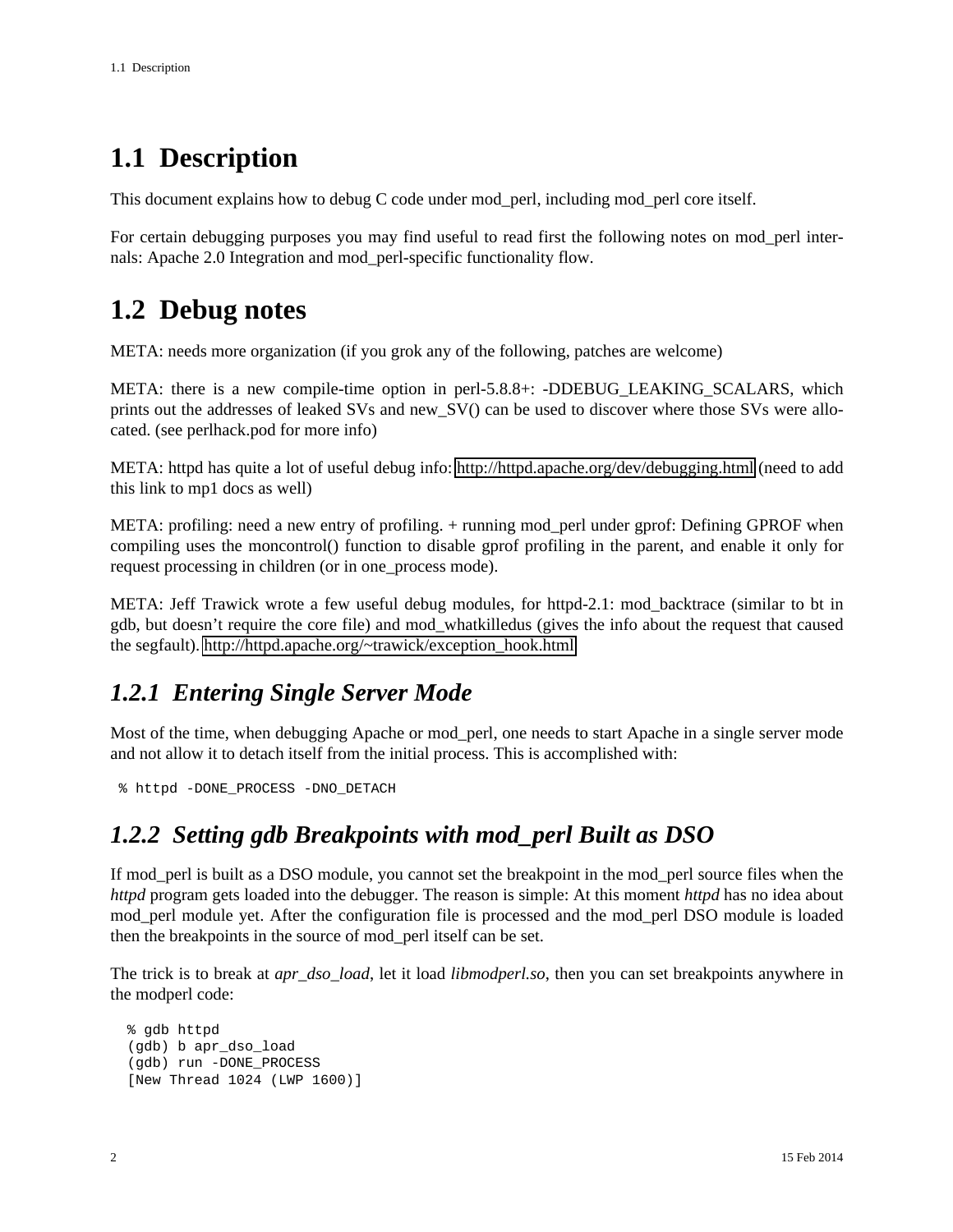## 1.1 Description

This document explains how to debug C code under mod_perl, including mod_perl core itself.

For certain debugging purposes you may find useful to read first the following notes on mod_perl internals: Apache 2.0 Integration and mod_perl-specific functionality flow.

## 1.2 Debug notes

META: needs more organization (if you grok any of the following, patches are welcome)

META: there is a new compile-time option in perl-5.8.8+: -DDEBUG_LEAKING_SCALARS, which prints out the addresses of leaked SVs and new_SV() can be used to discover where those SVs were allocated. (see perlhack.pod for more info)

META: httpd has quite a lot of useful debug info: http://httpd.apache.org/dev/debugging.html (need to add this link to mp1 docs as well)

META: profiling: need a new entry of profiling. + running mod_perl under gprof: Defining GPROF when compiling uses the moncontrol() function to disable gprof profiling in the parent, and enable it only for request processing in children (or in one_process mode).

META: Jeff Trawick wrote a few useful debug modules, for httpd-2.1: mod_backtrace (similar to bt in gdb, but doesn't require the core file) and mod_whatkilledus (gives the info about the request that caused the segfault). http://httpd.apache.org/~trawick/exception_hook.html

### *1.2.1 Entering Single Server Mode*

Most of the time, when debugging Apache or mod_perl, one needs to start Apache in a single server mode and not allow it to detach itself from the initial process. This is accomplished with:

```
 % httpd -DONE_PROCESS -DNO_DETACH
```

### *1.2.2 Setting gdb Breakpoints with mod_perl Built as DSO*

If mod_perl is built as a DSO module, you cannot set the breakpoint in the mod_perl source files when the *httpd* program gets loaded into the debugger. The reason is simple: At this moment *httpd* has no idea about mod_perl module yet. After the configuration file is processed and the mod_perl DSO module is loaded then the breakpoints in the source of mod_perl itself can be set.

The trick is to break at *apr_dso_load*, let it load *libmodperl.so*, then you can set breakpoints anywhere in the modperl code:

```
  % gdb httpd
 (gdb) b apr_dso_load
 (gdb) run -DONE_PROCESS
 [New Thread 1024 (LWP 1600)]
```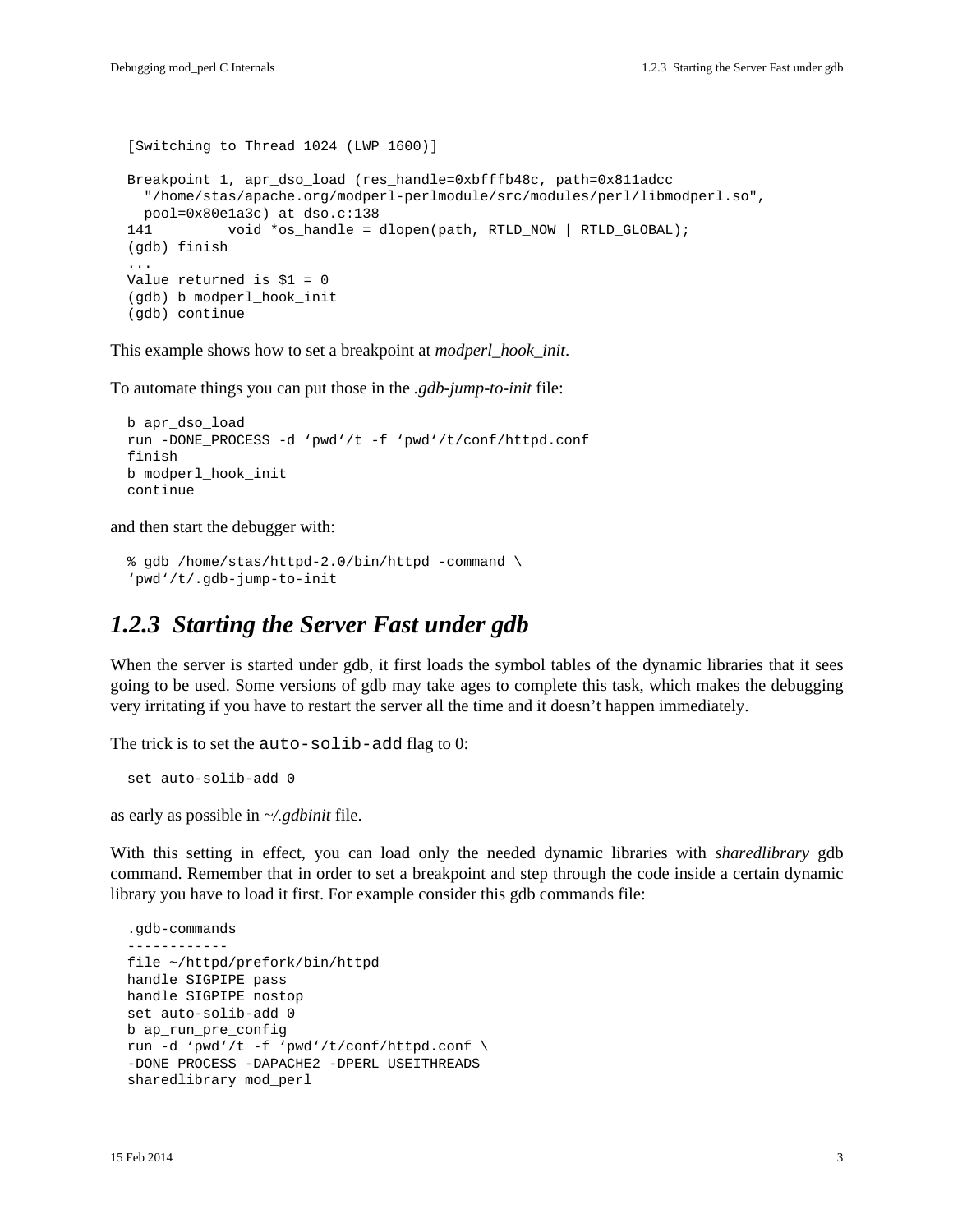```
[Switching to Thread 1024 (LWP 1600)]

Breakpoint 1, apr_dso_load (res_handle=0xbfffb48c, path=0x811adcc
  "/home/stas/apache.org/modperl-perlmodule/src/modules/perl/libmodperl.so",
  pool=0x80e1a3c) at dso.c:138
141         void *os_handle = dlopen(path, RTLD_NOW | RTLD_GLOBAL);
(gdb) finish
...
Value returned is $1 = 0
(gdb) b modperl_hook_init
(gdb) continue
```

This example shows how to set a breakpoint at *modperl_hook_init*.

To automate things you can put those in the *.gdb-jump-to-init* file:

```
b apr_dso_load
run -DONE_PROCESS -d ‘pwd‘/t -f ‘pwd‘/t/conf/httpd.conf
finish
b modperl_hook_init
continue
```

and then start the debugger with:

```
% gdb /home/stas/httpd-2.0/bin/httpd -command \
‘pwd‘/t/.gdb-jump-to-init
```

### 1.2.3 Starting the Server Fast under gdb

When the server is started under gdb, it first loads the symbol tables of the dynamic libraries that it sees going to be used. Some versions of gdb may take ages to complete this task, which makes the debugging very irritating if you have to restart the server all the time and it doesn’t happen immediately.

The trick is to set the `auto-solib-add` flag to 0:

```
set auto-solib-add 0
```

as early as possible in *~/.gdbinit* file.

With this setting in effect, you can load only the needed dynamic libraries with *sharedlibrary* gdb command. Remember that in order to set a breakpoint and step through the code inside a certain dynamic library you have to load it first. For example consider this gdb commands file:

```
.gdb-commands
------------
file ~/httpd/prefork/bin/httpd
handle SIGPIPE pass
handle SIGPIPE nostop
set auto-solib-add 0
b ap_run_pre_config
run -d ‘pwd‘/t -f ‘pwd‘/t/conf/httpd.conf \
-DONE_PROCESS -DAPACHE2 -DPERL_USEITHREADS
sharedlibrary mod_perl
```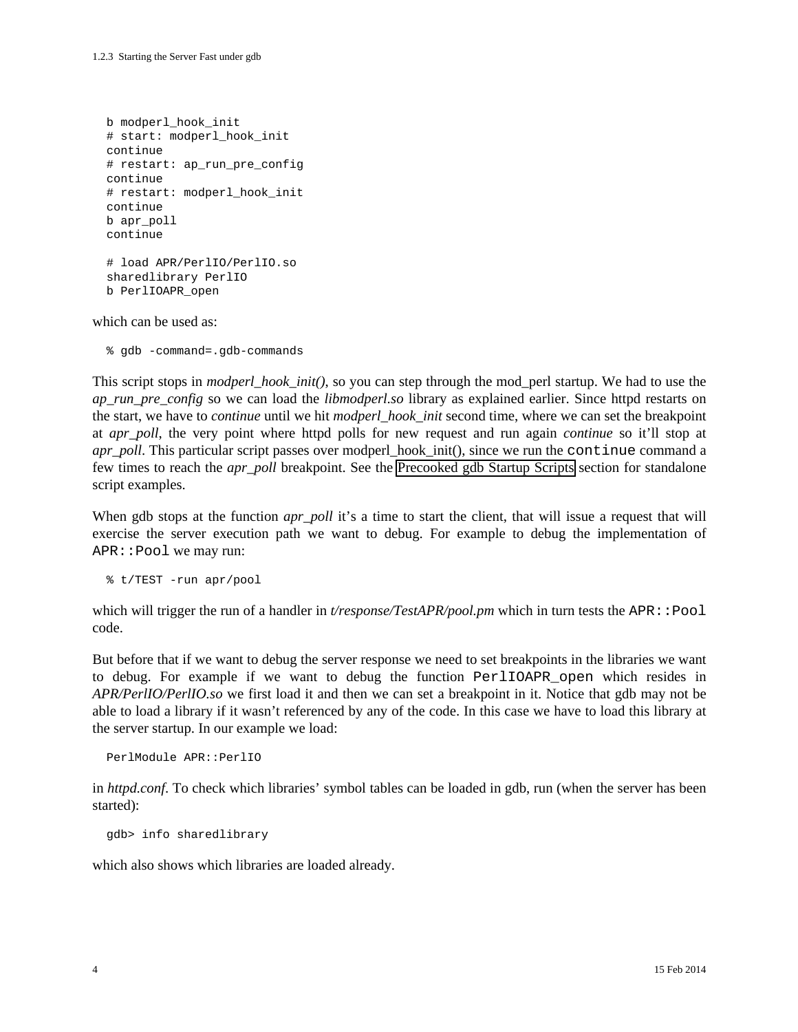```
b modperl_hook_init
# start: modperl_hook_init
continue
# restart: ap_run_pre_config
continue
# restart: modperl_hook_init
continue
b apr_poll
continue

# load APR/PerlIO/PerlIO.so
sharedlibrary PerlIO
b PerlIOAPR_open
```

which can be used as:

```
% gdb -command=.gdb-commands
```

This script stops in *modperl_hook_init()*, so you can step through the mod_perl startup. We had to use the *ap_run_pre_config* so we can load the *libmodperl.so* library as explained earlier. Since httpd restarts on the start, we have to *continue* until we hit *modperl_hook_init* second time, where we can set the breakpoint at *apr_poll*, the very point where httpd polls for new request and run again *continue* so it'll stop at *apr_poll*. This particular script passes over modperl_hook_init(), since we run the `continue` command a few times to reach the *apr_poll* breakpoint. See the Precooked gdb Startup Scripts section for standalone script examples.

When gdb stops at the function *apr_poll* it's a time to start the client, that will issue a request that will exercise the server execution path we want to debug. For example to debug the implementation of `APR::Pool` we may run:

```
% t/TEST -run apr/pool
```

which will trigger the run of a handler in *t/response/TestAPR/pool.pm* which in turn tests the `APR::Pool` code.

But before that if we want to debug the server response we need to set breakpoints in the libraries we want to debug. For example if we want to debug the function `PerlIOAPR_open` which resides in *APR/PerlIO/PerlIO.so* we first load it and then we can set a breakpoint in it. Notice that gdb may not be able to load a library if it wasn't referenced by any of the code. In this case we have to load this library at the server startup. In our example we load:

```
PerlModule APR::PerlIO
```

in *httpd.conf*. To check which libraries' symbol tables can be loaded in gdb, run (when the server has been started):

```
gdb> info sharedlibrary
```

which also shows which libraries are loaded already.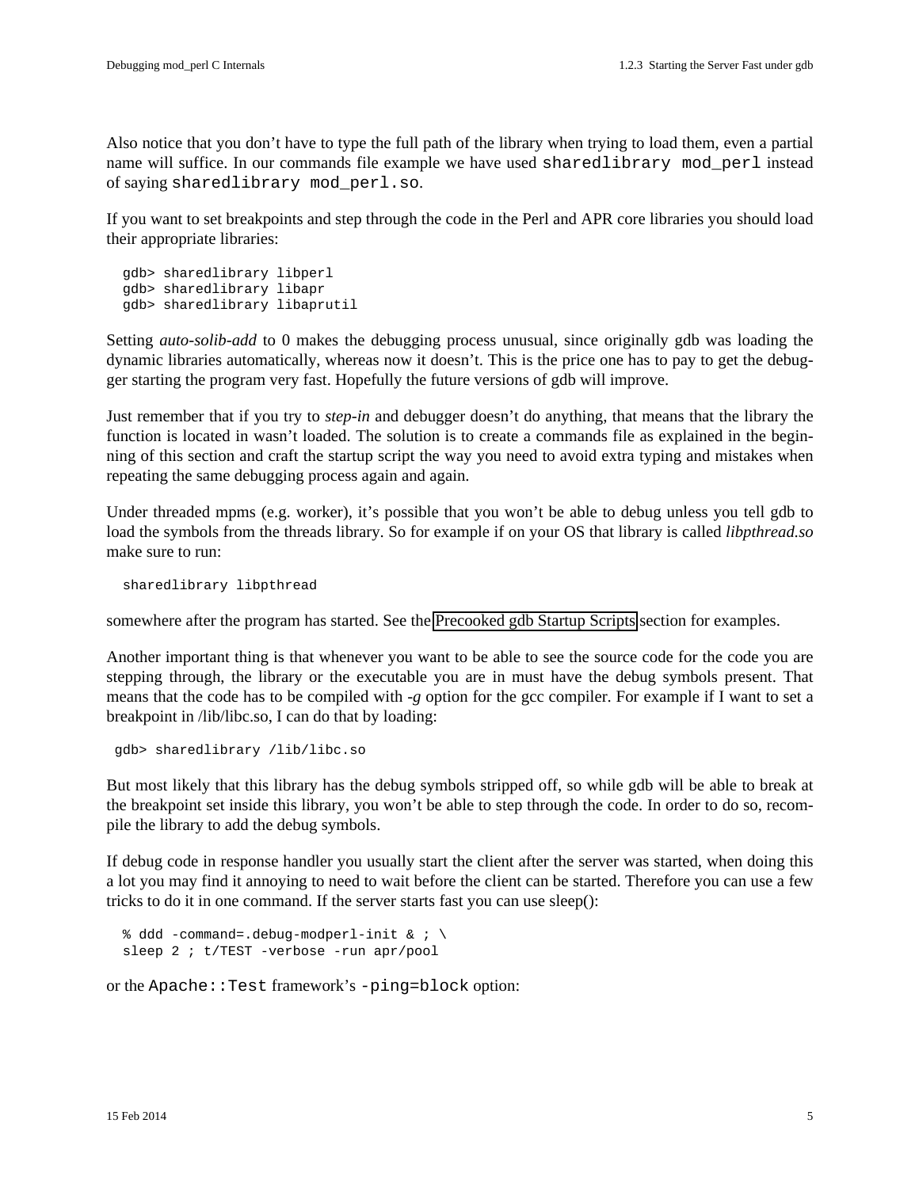Also notice that you don't have to type the full path of the library when trying to load them, even a partial name will suffice. In our commands file example we have used `sharedlibrary mod_perl` instead of saying `sharedlibrary mod_perl.so`.

If you want to set breakpoints and step through the code in the Perl and APR core libraries you should load their appropriate libraries:

```
gdb> sharedlibrary libperl
gdb> sharedlibrary libapr
gdb> sharedlibrary libaprutil
```

Setting *auto-solib-add* to 0 makes the debugging process unusual, since originally gdb was loading the dynamic libraries automatically, whereas now it doesn't. This is the price one has to pay to get the debugger starting the program very fast. Hopefully the future versions of gdb will improve.

Just remember that if you try to *step-in* and debugger doesn't do anything, that means that the library the function is located in wasn't loaded. The solution is to create a commands file as explained in the beginning of this section and craft the startup script the way you need to avoid extra typing and mistakes when repeating the same debugging process again and again.

Under threaded mpms (e.g. worker), it's possible that you won't be able to debug unless you tell gdb to load the symbols from the threads library. So for example if on your OS that library is called *libpthread.so* make sure to run:

```
sharedlibrary libpthread
```

somewhere after the program has started. See the Precooked gdb Startup Scripts section for examples.

Another important thing is that whenever you want to be able to see the source code for the code you are stepping through, the library or the executable you are in must have the debug symbols present. That means that the code has to be compiled with *-g* option for the gcc compiler. For example if I want to set a breakpoint in /lib/libc.so, I can do that by loading:

```
gdb> sharedlibrary /lib/libc.so
```

But most likely that this library has the debug symbols stripped off, so while gdb will be able to break at the breakpoint set inside this library, you won't be able to step through the code. In order to do so, recompile the library to add the debug symbols.

If debug code in response handler you usually start the client after the server was started, when doing this a lot you may find it annoying to need to wait before the client can be started. Therefore you can use a few tricks to do it in one command. If the server starts fast you can use sleep():

```
% ddd -command=.debug-modperl-init & ; \
sleep 2 ; t/TEST -verbose -run apr/pool
```

or the `Apache::Test` framework's `-ping=block` option: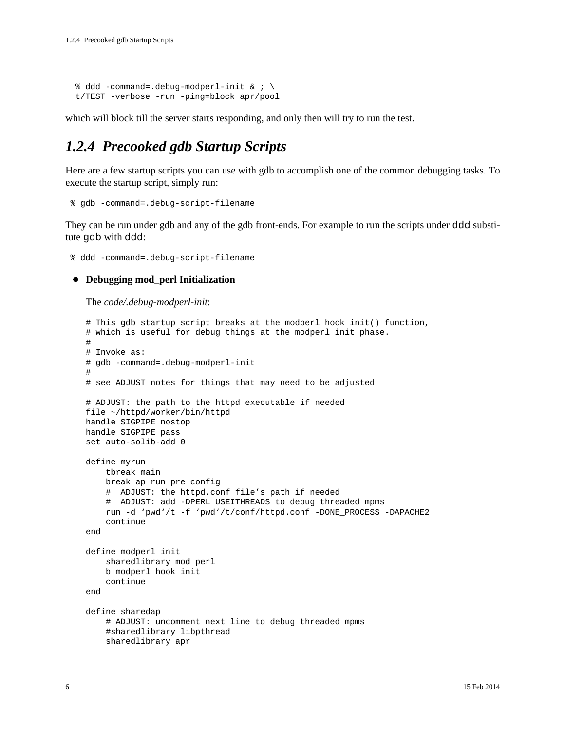```
% ddd -command=.debug-modperl-init & ; \
t/TEST -verbose -run -ping=block apr/pool
```

which will block till the server starts responding, and only then will try to run the test.

### *1.2.4 Precooked gdb Startup Scripts*

Here are a few startup scripts you can use with gdb to accomplish one of the common debugging tasks. To execute the startup script, simply run:

```
% gdb -command=.debug-script-filename
```

They can be run under gdb and any of the gdb front-ends. For example to run the scripts under `ddd` substitute `gdb` with `ddd`:

```
% ddd -command=.debug-script-filename
```

- **Debugging mod_perl Initialization**

  The *code/.debug-modperl-init*:

```
# This gdb startup script breaks at the modperl_hook_init() function,
# which is useful for debug things at the modperl init phase.
#
# Invoke as:
# gdb -command=.debug-modperl-init
#
# see ADJUST notes for things that may need to be adjusted

# ADJUST: the path to the httpd executable if needed
file ~/httpd/worker/bin/httpd
handle SIGPIPE nostop
handle SIGPIPE pass
set auto-solib-add 0

define myrun
    tbreak main
    break ap_run_pre_config
    #  ADJUST: the httpd.conf file's path if needed
    #  ADJUST: add -DPERL_USEITHREADS to debug threaded mpms
    run -d 'pwd'/t -f 'pwd'/t/conf/httpd.conf -DONE_PROCESS -DAPACHE2
    continue
end

define modperl_init
    sharedlibrary mod_perl
    b modperl_hook_init
    continue
end

define sharedap
    # ADJUST: uncomment next line to debug threaded mpms
    #sharedlibrary libpthread
    sharedlibrary apr
```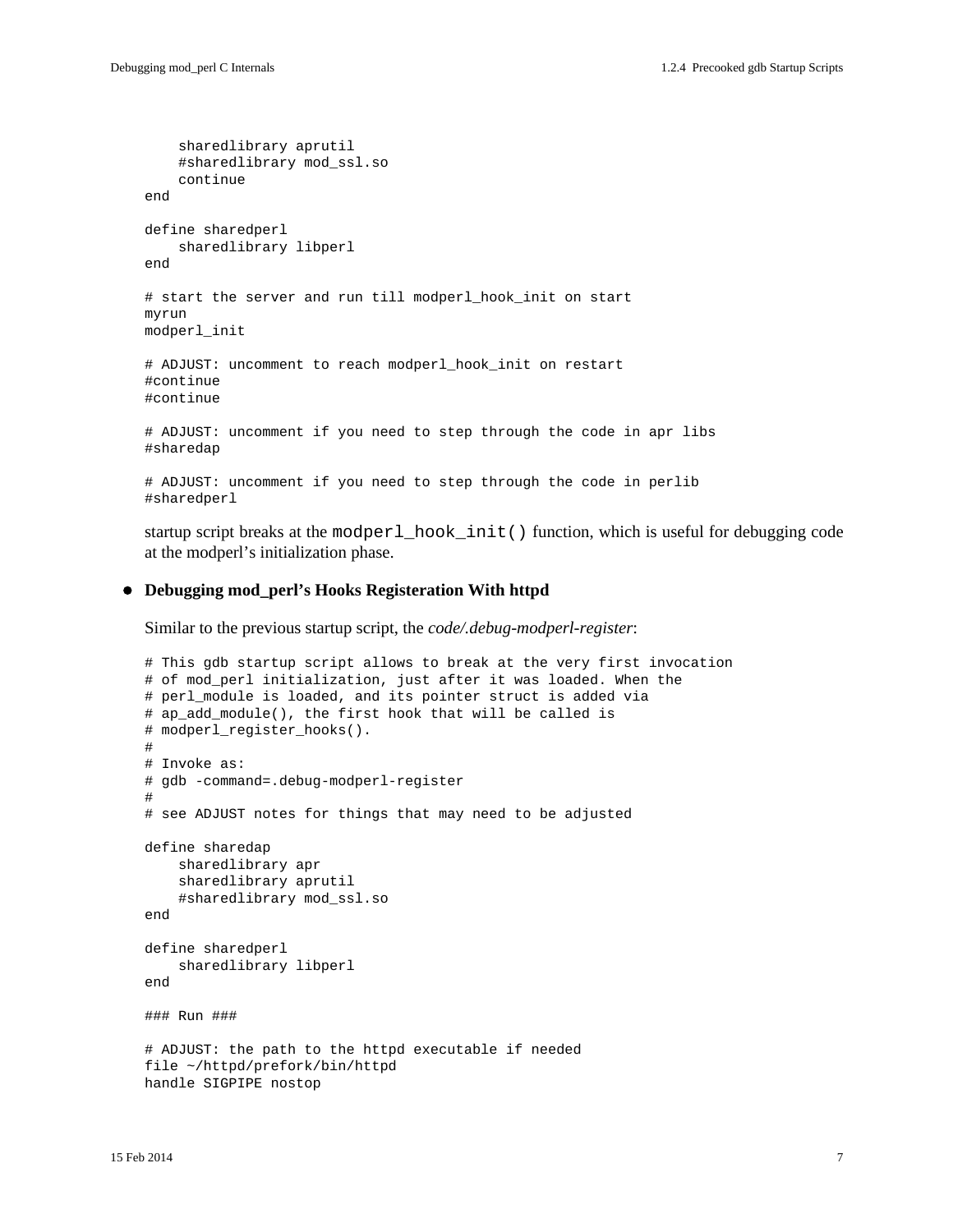```
    sharedlibrary aprutil
    #sharedlibrary mod_ssl.so
    continue
end

define sharedperl
    sharedlibrary libperl
end

# start the server and run till modperl_hook_init on start
myrun
modperl_init

# ADJUST: uncomment to reach modperl_hook_init on restart
#continue
#continue

# ADJUST: uncomment if you need to step through the code in apr libs
#sharedap

# ADJUST: uncomment if you need to step through the code in perlib
#sharedperl
```

startup script breaks at the `modperl_hook_init()` function, which is useful for debugging code at the modperl's initialization phase.

- **Debugging mod_perl's Hooks Registeration With httpd**

  Similar to the previous startup script, the *code/.debug-modperl-register*:

```
# This gdb startup script allows to break at the very first invocation
# of mod_perl initialization, just after it was loaded. When the
# perl_module is loaded, and its pointer struct is added via
# ap_add_module(), the first hook that will be called is
# modperl_register_hooks().
#
# Invoke as:
# gdb -command=.debug-modperl-register
#
# see ADJUST notes for things that may need to be adjusted

define sharedap
    sharedlibrary apr
    sharedlibrary aprutil
    #sharedlibrary mod_ssl.so
end

define sharedperl
    sharedlibrary libperl
end

### Run ###

# ADJUST: the path to the httpd executable if needed
file ~/httpd/prefork/bin/httpd
handle SIGPIPE nostop
```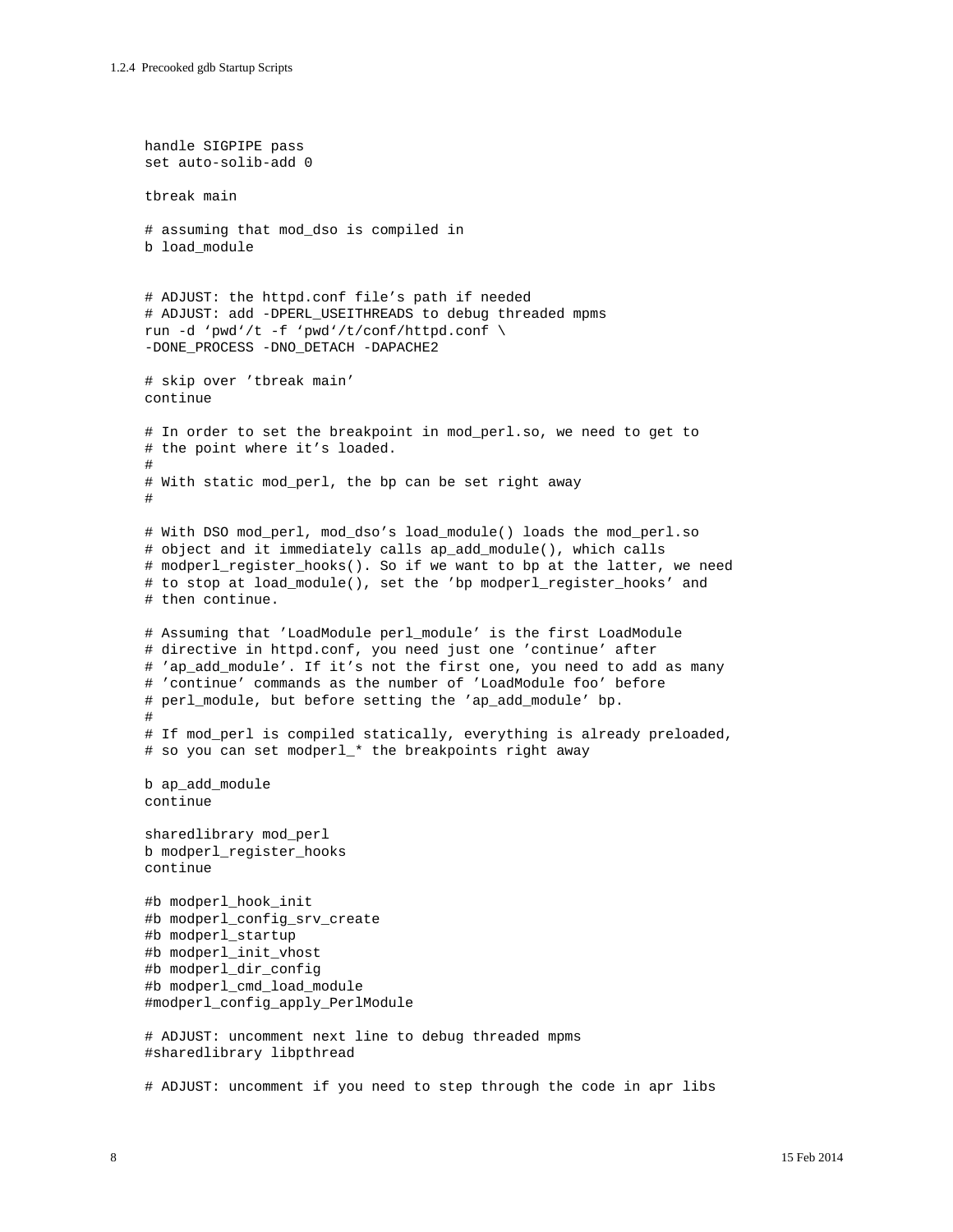```
handle SIGPIPE pass
set auto-solib-add 0

tbreak main

# assuming that mod_dso is compiled in
b load_module


# ADJUST: the httpd.conf file's path if needed
# ADJUST: add -DPERL_USEITHREADS to debug threaded mpms
run -d 'pwd'/t -f 'pwd'/t/conf/httpd.conf \
-DONE_PROCESS -DNO_DETACH -DAPACHE2

# skip over 'tbreak main'
continue

# In order to set the breakpoint in mod_perl.so, we need to get to
# the point where it's loaded.
#
# With static mod_perl, the bp can be set right away
#

# With DSO mod_perl, mod_dso's load_module() loads the mod_perl.so
# object and it immediately calls ap_add_module(), which calls
# modperl_register_hooks(). So if we want to bp at the latter, we need
# to stop at load_module(), set the 'bp modperl_register_hooks' and
# then continue.

# Assuming that 'LoadModule perl_module' is the first LoadModule
# directive in httpd.conf, you need just one 'continue' after
# 'ap_add_module'. If it's not the first one, you need to add as many
# 'continue' commands as the number of 'LoadModule foo' before
# perl_module, but before setting the 'ap_add_module' bp.
#
# If mod_perl is compiled statically, everything is already preloaded,
# so you can set modperl_* the breakpoints right away

b ap_add_module
continue

sharedlibrary mod_perl
b modperl_register_hooks
continue

#b modperl_hook_init
#b modperl_config_srv_create
#b modperl_startup
#b modperl_init_vhost
#b modperl_dir_config
#b modperl_cmd_load_module
#modperl_config_apply_PerlModule

# ADJUST: uncomment next line to debug threaded mpms
#sharedlibrary libpthread

# ADJUST: uncomment if you need to step through the code in apr libs
```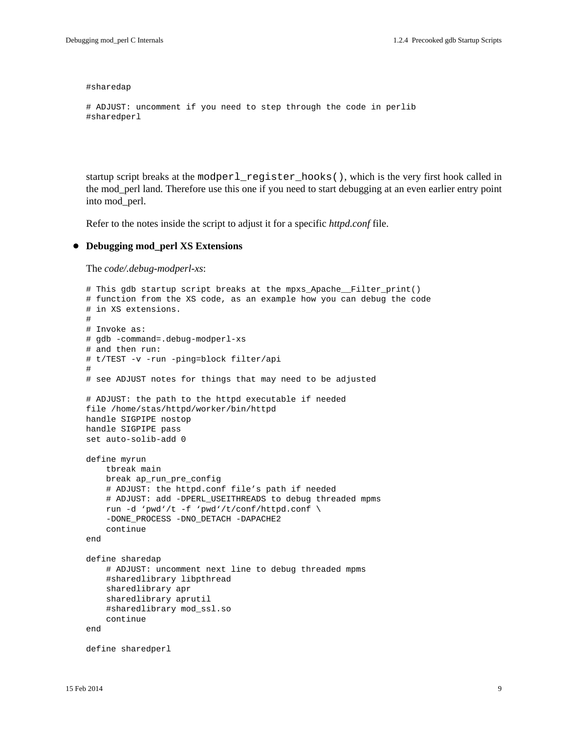```
#sharedap

# ADJUST: uncomment if you need to step through the code in perlib
#sharedperl
```

startup script breaks at the `modperl_register_hooks()`, which is the very first hook called in the mod_perl land. Therefore use this one if you need to start debugging at an even earlier entry point into mod_perl.

Refer to the notes inside the script to adjust it for a specific *httpd.conf* file.

- **Debugging mod_perl XS Extensions**

  The *code/.debug-modperl-xs*:

```
# This gdb startup script breaks at the mpxs_Apache__Filter_print()
# function from the XS code, as an example how you can debug the code
# in XS extensions.
#
# Invoke as:
# gdb -command=.debug-modperl-xs
# and then run:
# t/TEST -v -run -ping=block filter/api
#
# see ADJUST notes for things that may need to be adjusted

# ADJUST: the path to the httpd executable if needed
file /home/stas/httpd/worker/bin/httpd
handle SIGPIPE nostop
handle SIGPIPE pass
set auto-solib-add 0

define myrun
    tbreak main
    break ap_run_pre_config
    # ADJUST: the httpd.conf file's path if needed
    # ADJUST: add -DPERL_USEITHREADS to debug threaded mpms
    run -d 'pwd'/t -f 'pwd'/t/conf/httpd.conf \
    -DONE_PROCESS -DNO_DETACH -DAPACHE2
    continue
end

define sharedap
    # ADJUST: uncomment next line to debug threaded mpms
    #sharedlibrary libpthread
    sharedlibrary apr
    sharedlibrary aprutil
    #sharedlibrary mod_ssl.so
    continue
end

define sharedperl
```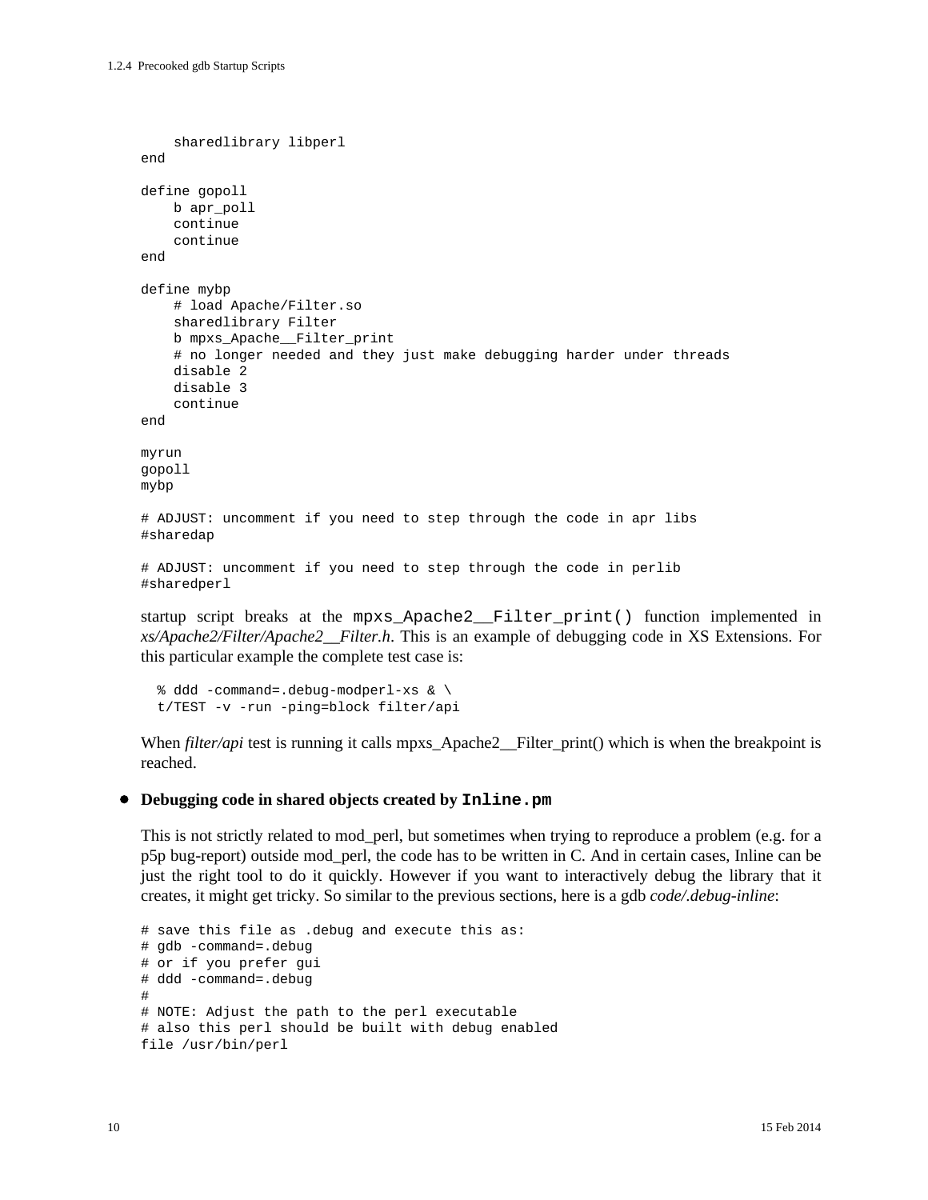```
    sharedlibrary libperl
end

define gopoll
    b apr_poll
    continue
    continue
end

define mybp
    # load Apache/Filter.so
    sharedlibrary Filter
    b mpxs_Apache__Filter_print
    # no longer needed and they just make debugging harder under threads
    disable 2
    disable 3
    continue
end

myrun
gopoll
mybp

# ADJUST: uncomment if you need to step through the code in apr libs
#sharedap

# ADJUST: uncomment if you need to step through the code in perlib
#sharedperl
```

startup script breaks at the `mpxs_Apache2__Filter_print()` function implemented in *xs/Apache2/Filter/Apache2__Filter.h*. This is an example of debugging code in XS Extensions. For this particular example the complete test case is:

```
  % ddd -command=.debug-modperl-xs & \
  t/TEST -v -run -ping=block filter/api
```

When *filter/api* test is running it calls mpxs_Apache2__Filter_print() which is when the breakpoint is reached.

- **Debugging code in shared objects created by `Inline.pm`**

  This is not strictly related to mod_perl, but sometimes when trying to reproduce a problem (e.g. for a p5p bug-report) outside mod_perl, the code has to be written in C. And in certain cases, Inline can be just the right tool to do it quickly. However if you want to interactively debug the library that it creates, it might get tricky. So similar to the previous sections, here is a gdb *code/.debug-inline*:

```
# save this file as .debug and execute this as:
# gdb -command=.debug
# or if you prefer gui
# ddd -command=.debug
#
# NOTE: Adjust the path to the perl executable
# also this perl should be built with debug enabled
file /usr/bin/perl
```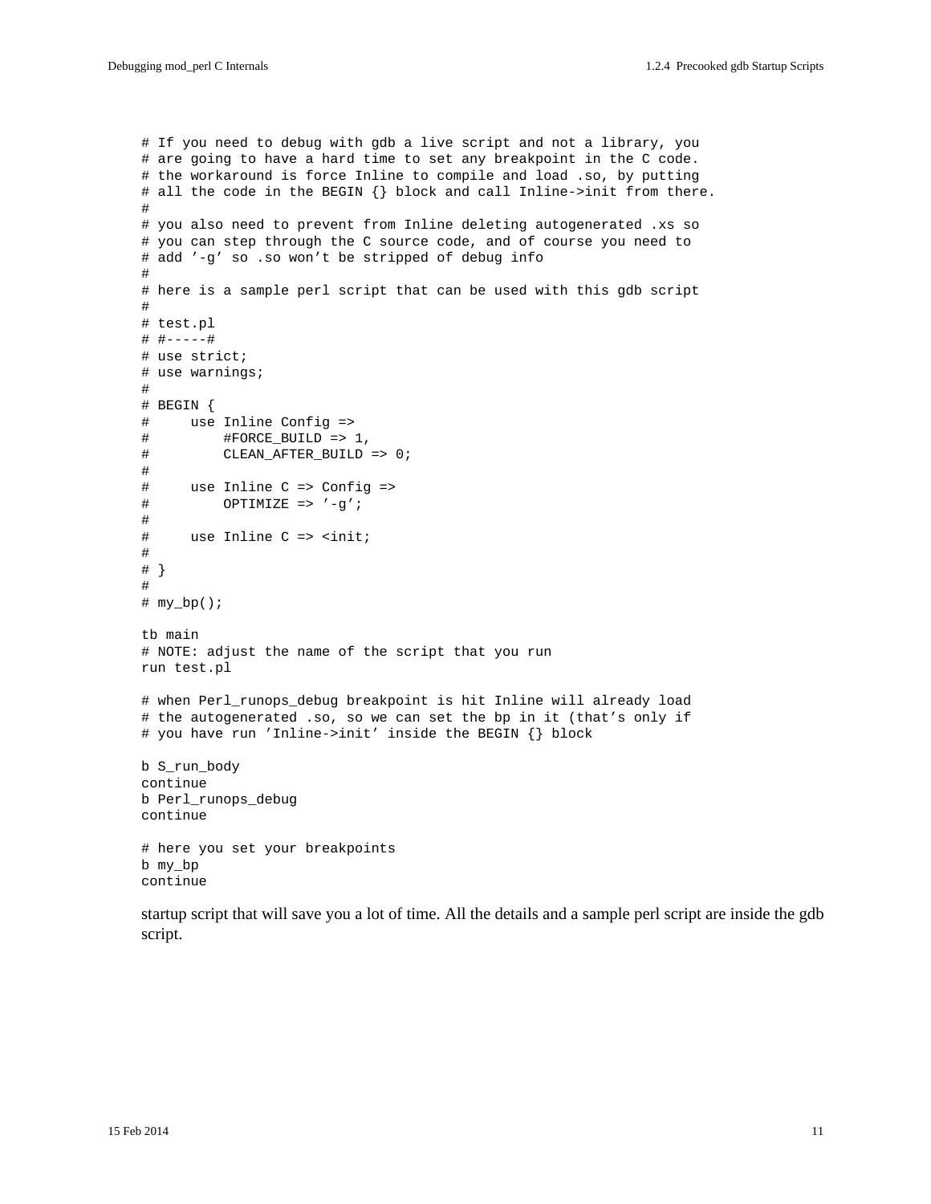```
# If you need to debug with gdb a live script and not a library, you
# are going to have a hard time to set any breakpoint in the C code.
# the workaround is force Inline to compile and load .so, by putting
# all the code in the BEGIN {} block and call Inline->init from there.
#
# you also need to prevent from Inline deleting autogenerated .xs so
# you can step through the C source code, and of course you need to
# add ’-g’ so .so won’t be stripped of debug info
#
# here is a sample perl script that can be used with this gdb script
#
# test.pl
# #-----#
# use strict;
# use warnings;
#
# BEGIN {
#     use Inline Config =>
#         #FORCE_BUILD => 1,
#         CLEAN_AFTER_BUILD => 0;
#
#     use Inline C => Config =>
#         OPTIMIZE => ’-g’;
#
#     use Inline C => <init;
#
# }
#
# my_bp();

tb main
# NOTE: adjust the name of the script that you run
run test.pl

# when Perl_runops_debug breakpoint is hit Inline will already load
# the autogenerated .so, so we can set the bp in it (that’s only if
# you have run ’Inline->init’ inside the BEGIN {} block

b S_run_body
continue
b Perl_runops_debug
continue

# here you set your breakpoints
b my_bp
continue
```

startup script that will save you a lot of time. All the details and a sample perl script are inside the gdb script.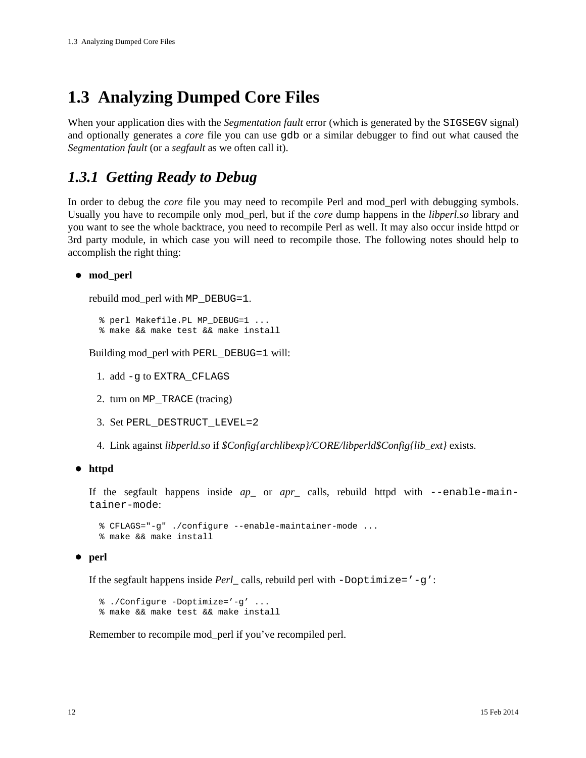## 1.3 Analyzing Dumped Core Files

When your application dies with the *Segmentation fault* error (which is generated by the `SIGSEGV` signal) and optionally generates a *core* file you can use `gdb` or a similar debugger to find out what caused the *Segmentation fault* (or a *segfault* as we often call it).

### *1.3.1 Getting Ready to Debug*

In order to debug the *core* file you may need to recompile Perl and mod_perl with debugging symbols. Usually you have to recompile only mod_perl, but if the *core* dump happens in the *libperl.so* library and you want to see the whole backtrace, you need to recompile Perl as well. It may also occur inside httpd or 3rd party module, in which case you will need to recompile those. The following notes should help to accomplish the right thing:

- **mod_perl**

  rebuild mod_perl with `MP_DEBUG=1`.

  ```
  % perl Makefile.PL MP_DEBUG=1 ...
  % make && make test && make install
  ```

  Building mod_perl with `PERL_DEBUG=1` will:

  1. add `-g` to `EXTRA_CFLAGS`
  2. turn on `MP_TRACE` (tracing)
  3. Set `PERL_DESTRUCT_LEVEL=2`
  4. Link against *libperld.so* if *$Config{archlibexp}/CORE/libperld$Config{lib_ext}* exists.

- **httpd**

  If the segfault happens inside *ap_* or *apr_* calls, rebuild httpd with `--enable-maintainer-mode`:

  ```
  % CFLAGS="-g" ./configure --enable-maintainer-mode ...
  % make && make install
  ```

- **perl**

  If the segfault happens inside *Perl_* calls, rebuild perl with `-Doptimize='-g'`:

  ```
  % ./Configure -Doptimize='-g' ...
  % make && make test && make install
  ```

  Remember to recompile mod_perl if you've recompiled perl.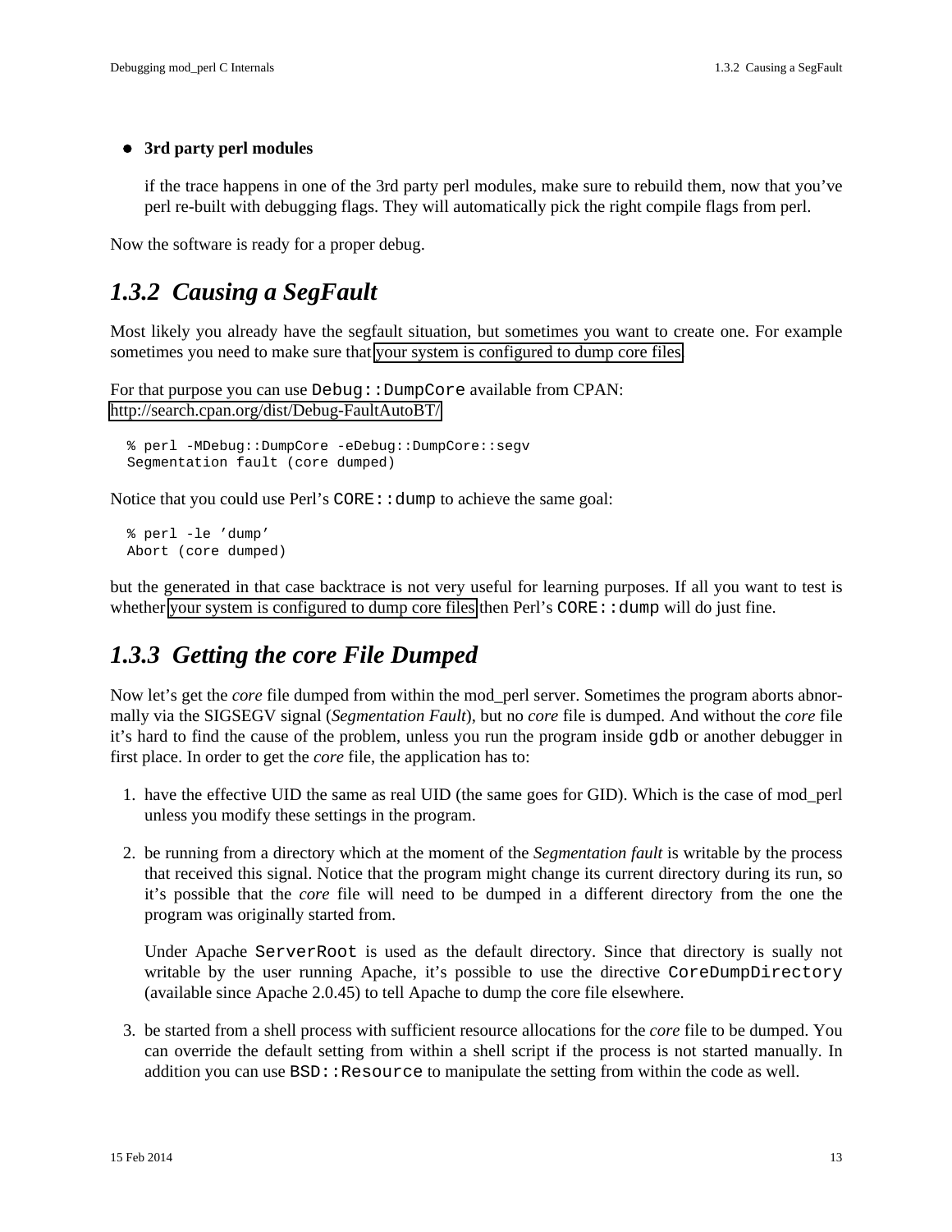- **3rd party perl modules**

  if the trace happens in one of the 3rd party perl modules, make sure to rebuild them, now that you've perl re-built with debugging flags. They will automatically pick the right compile flags from perl.

Now the software is ready for a proper debug.

### *1.3.2 Causing a SegFault*

Most likely you already have the segfault situation, but sometimes you want to create one. For example sometimes you need to make sure that your system is configured to dump core files.

For that purpose you can use `Debug::DumpCore` available from CPAN: http://search.cpan.org/dist/Debug-FaultAutoBT/

```
% perl -MDebug::DumpCore -eDebug::DumpCore::segv
Segmentation fault (core dumped)
```

Notice that you could use Perl's `CORE::dump` to achieve the same goal:

```
% perl -le 'dump'
Abort (core dumped)
```

but the generated in that case backtrace is not very useful for learning purposes. If all you want to test is whether your system is configured to dump core files then Perl's `CORE::dump` will do just fine.

### *1.3.3 Getting the core File Dumped*

Now let's get the *core* file dumped from within the mod_perl server. Sometimes the program aborts abnormally via the SIGSEGV signal (*Segmentation Fault*), but no *core* file is dumped. And without the *core* file it's hard to find the cause of the problem, unless you run the program inside `gdb` or another debugger in first place. In order to get the *core* file, the application has to:

1. have the effective UID the same as real UID (the same goes for GID). Which is the case of mod_perl unless you modify these settings in the program.

2. be running from a directory which at the moment of the *Segmentation fault* is writable by the process that received this signal. Notice that the program might change its current directory during its run, so it's possible that the *core* file will need to be dumped in a different directory from the one the program was originally started from.

   Under Apache `ServerRoot` is used as the default directory. Since that directory is sually not writable by the user running Apache, it's possible to use the directive `CoreDumpDirectory` (available since Apache 2.0.45) to tell Apache to dump the core file elsewhere.

3. be started from a shell process with sufficient resource allocations for the *core* file to be dumped. You can override the default setting from within a shell script if the process is not started manually. In addition you can use `BSD::Resource` to manipulate the setting from within the code as well.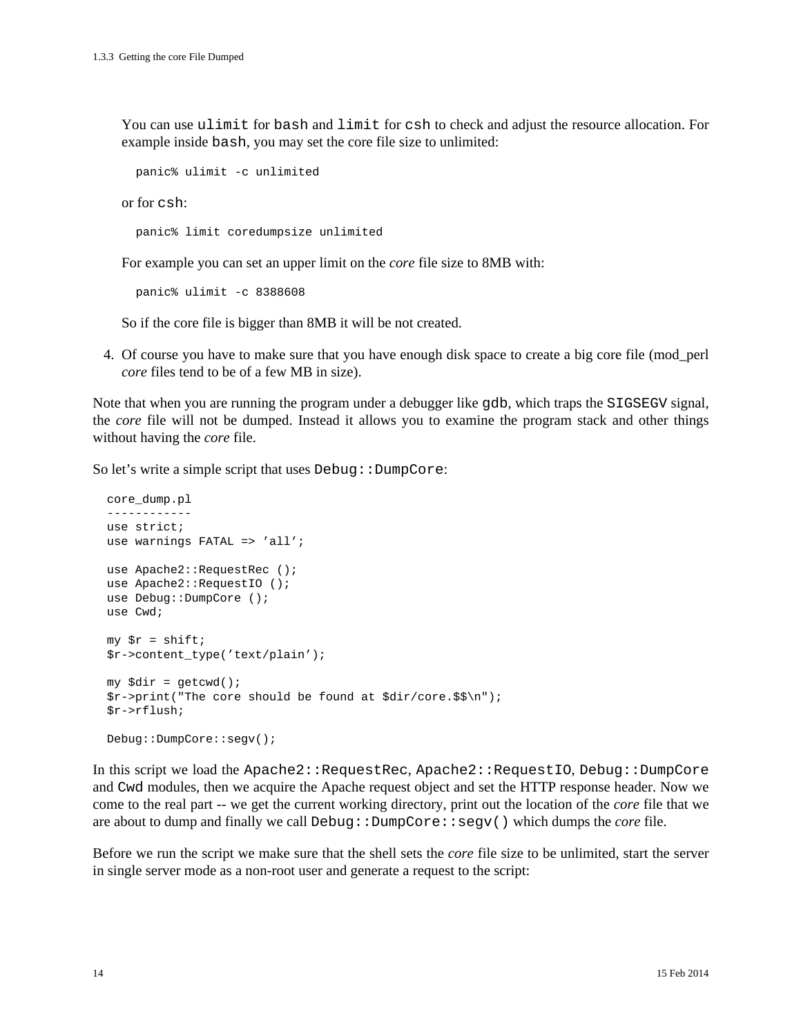You can use `ulimit` for `bash` and `limit` for `csh` to check and adjust the resource allocation. For example inside `bash`, you may set the core file size to unlimited:

```
panic% ulimit -c unlimited
```

or for `csh`:

```
panic% limit coredumpsize unlimited
```

For example you can set an upper limit on the *core* file size to 8MB with:

```
panic% ulimit -c 8388608
```

So if the core file is bigger than 8MB it will be not created.

4. Of course you have to make sure that you have enough disk space to create a big core file (mod_perl *core* files tend to be of a few MB in size).

Note that when you are running the program under a debugger like `gdb`, which traps the `SIGSEGV` signal, the *core* file will not be dumped. Instead it allows you to examine the program stack and other things without having the *core* file.

So let's write a simple script that uses `Debug::DumpCore`:

```
core_dump.pl
------------
use strict;
use warnings FATAL => 'all';

use Apache2::RequestRec ();
use Apache2::RequestIO ();
use Debug::DumpCore ();
use Cwd;

my $r = shift;
$r->content_type('text/plain');

my $dir = getcwd();
$r->print("The core should be found at $dir/core.$$\n");
$r->rflush;

Debug::DumpCore::segv();
```

In this script we load the `Apache2::RequestRec`, `Apache2::RequestIO`, `Debug::DumpCore` and `Cwd` modules, then we acquire the Apache request object and set the HTTP response header. Now we come to the real part -- we get the current working directory, print out the location of the *core* file that we are about to dump and finally we call `Debug::DumpCore::segv()` which dumps the *core* file.

Before we run the script we make sure that the shell sets the *core* file size to be unlimited, start the server in single server mode as a non-root user and generate a request to the script: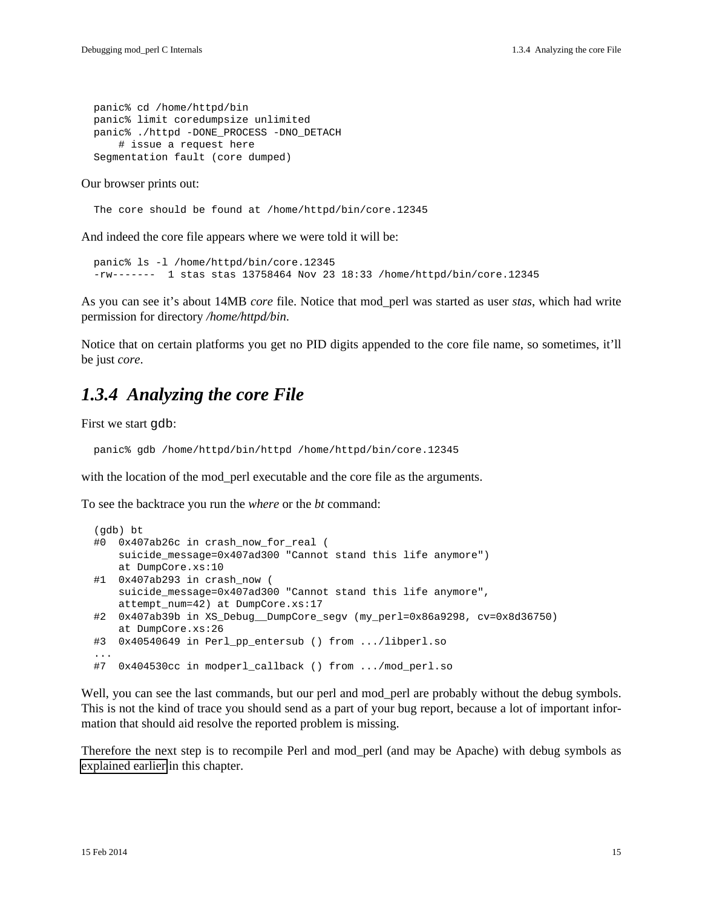```
panic% cd /home/httpd/bin
panic% limit coredumpsize unlimited
panic% ./httpd -DONE_PROCESS -DNO_DETACH
    # issue a request here
Segmentation fault (core dumped)
```

Our browser prints out:

```
The core should be found at /home/httpd/bin/core.12345
```

And indeed the core file appears where we were told it will be:

```
panic% ls -l /home/httpd/bin/core.12345
-rw-------  1 stas stas 13758464 Nov 23 18:33 /home/httpd/bin/core.12345
```

As you can see it's about 14MB *core* file. Notice that mod_perl was started as user *stas*, which had write permission for directory */home/httpd/bin*.

Notice that on certain platforms you get no PID digits appended to the core file name, so sometimes, it'll be just *core*.

### *1.3.4 Analyzing the core File*

First we start `gdb`:

```
panic% gdb /home/httpd/bin/httpd /home/httpd/bin/core.12345
```

with the location of the mod_perl executable and the core file as the arguments.

To see the backtrace you run the *where* or the *bt* command:

```
(gdb) bt
#0  0x407ab26c in crash_now_for_real (
    suicide_message=0x407ad300 "Cannot stand this life anymore")
    at DumpCore.xs:10
#1  0x407ab293 in crash_now (
    suicide_message=0x407ad300 "Cannot stand this life anymore",
    attempt_num=42) at DumpCore.xs:17
#2  0x407ab39b in XS_Debug__DumpCore_segv (my_perl=0x86a9298, cv=0x8d36750)
    at DumpCore.xs:26
#3  0x40540649 in Perl_pp_entersub () from .../libperl.so
...
#7  0x404530cc in modperl_callback () from .../mod_perl.so
```

Well, you can see the last commands, but our perl and mod_perl are probably without the debug symbols. This is not the kind of trace you should send as a part of your bug report, because a lot of important information that should aid resolve the reported problem is missing.

Therefore the next step is to recompile Perl and mod_perl (and may be Apache) with debug symbols as explained earlier in this chapter.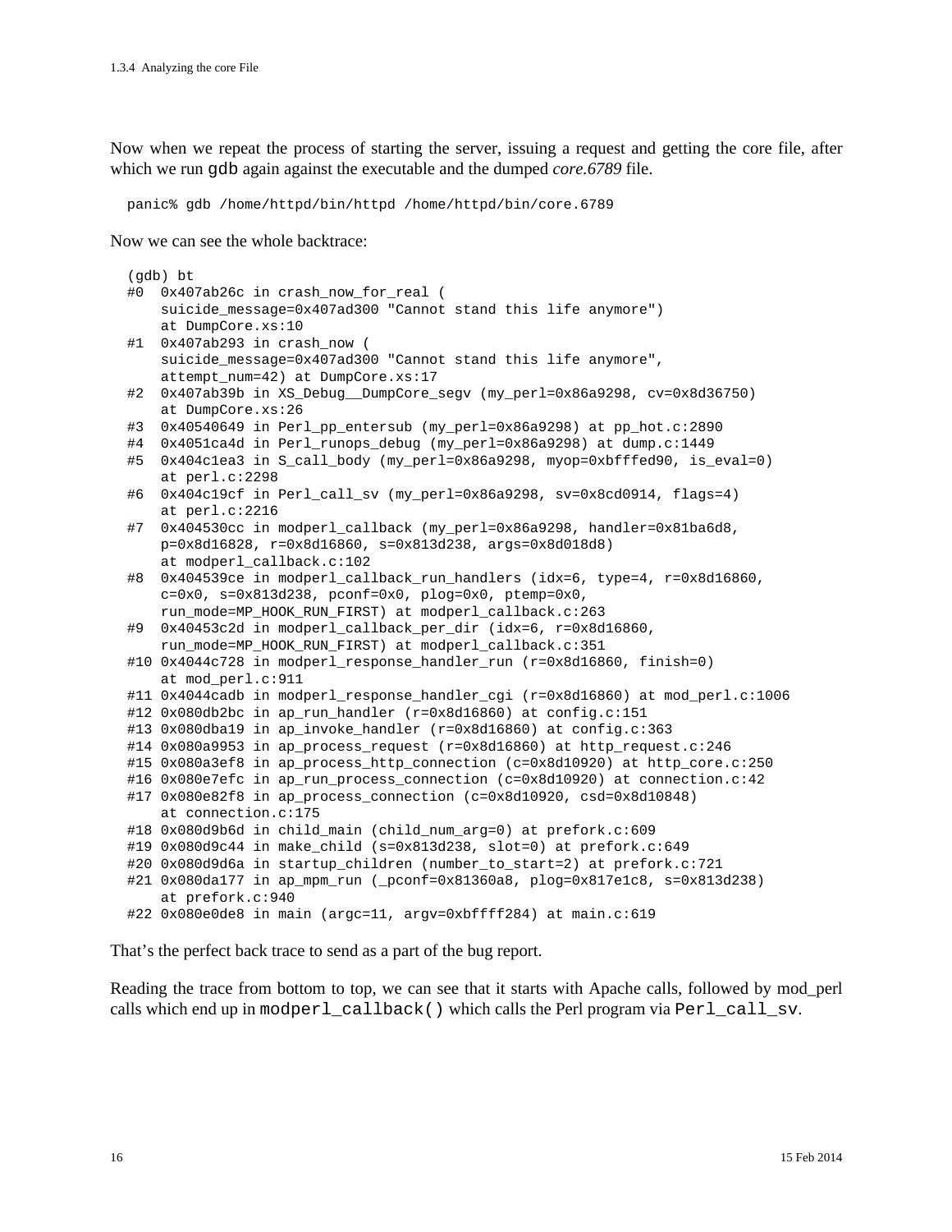Now when we repeat the process of starting the server, issuing a request and getting the core file, after which we run `gdb` again against the executable and the dumped *core.6789* file.

```
panic% gdb /home/httpd/bin/httpd /home/httpd/bin/core.6789
```

Now we can see the whole backtrace:

```
(gdb) bt
#0  0x407ab26c in crash_now_for_real (
    suicide_message=0x407ad300 "Cannot stand this life anymore")
    at DumpCore.xs:10
#1  0x407ab293 in crash_now (
    suicide_message=0x407ad300 "Cannot stand this life anymore",
    attempt_num=42) at DumpCore.xs:17
#2  0x407ab39b in XS_Debug__DumpCore_segv (my_perl=0x86a9298, cv=0x8d36750)
    at DumpCore.xs:26
#3  0x40540649 in Perl_pp_entersub (my_perl=0x86a9298) at pp_hot.c:2890
#4  0x4051ca4d in Perl_runops_debug (my_perl=0x86a9298) at dump.c:1449
#5  0x404c1ea3 in S_call_body (my_perl=0x86a9298, myop=0xbfffed90, is_eval=0)
    at perl.c:2298
#6  0x404c19cf in Perl_call_sv (my_perl=0x86a9298, sv=0x8cd0914, flags=4)
    at perl.c:2216
#7  0x404530cc in modperl_callback (my_perl=0x86a9298, handler=0x81ba6d8,
    p=0x8d16828, r=0x8d16860, s=0x813d238, args=0x8d018d8)
    at modperl_callback.c:102
#8  0x404539ce in modperl_callback_run_handlers (idx=6, type=4, r=0x8d16860,
    c=0x0, s=0x813d238, pconf=0x0, plog=0x0, ptemp=0x0,
    run_mode=MP_HOOK_RUN_FIRST) at modperl_callback.c:263
#9  0x40453c2d in modperl_callback_per_dir (idx=6, r=0x8d16860,
    run_mode=MP_HOOK_RUN_FIRST) at modperl_callback.c:351
#10 0x4044c728 in modperl_response_handler_run (r=0x8d16860, finish=0)
    at mod_perl.c:911
#11 0x4044cadb in modperl_response_handler_cgi (r=0x8d16860) at mod_perl.c:1006
#12 0x080db2bc in ap_run_handler (r=0x8d16860) at config.c:151
#13 0x080dba19 in ap_invoke_handler (r=0x8d16860) at config.c:363
#14 0x080a9953 in ap_process_request (r=0x8d16860) at http_request.c:246
#15 0x080a3ef8 in ap_process_http_connection (c=0x8d10920) at http_core.c:250
#16 0x080e7efc in ap_run_process_connection (c=0x8d10920) at connection.c:42
#17 0x080e82f8 in ap_process_connection (c=0x8d10920, csd=0x8d10848)
    at connection.c:175
#18 0x080d9b6d in child_main (child_num_arg=0) at prefork.c:609
#19 0x080d9c44 in make_child (s=0x813d238, slot=0) at prefork.c:649
#20 0x080d9d6a in startup_children (number_to_start=2) at prefork.c:721
#21 0x080da177 in ap_mpm_run (_pconf=0x81360a8, plog=0x817e1c8, s=0x813d238)
    at prefork.c:940
#22 0x080e0de8 in main (argc=11, argv=0xbffff284) at main.c:619
```

That's the perfect back trace to send as a part of the bug report.

Reading the trace from bottom to top, we can see that it starts with Apache calls, followed by mod_perl calls which end up in `modperl_callback()` which calls the Perl program via `Perl_call_sv`.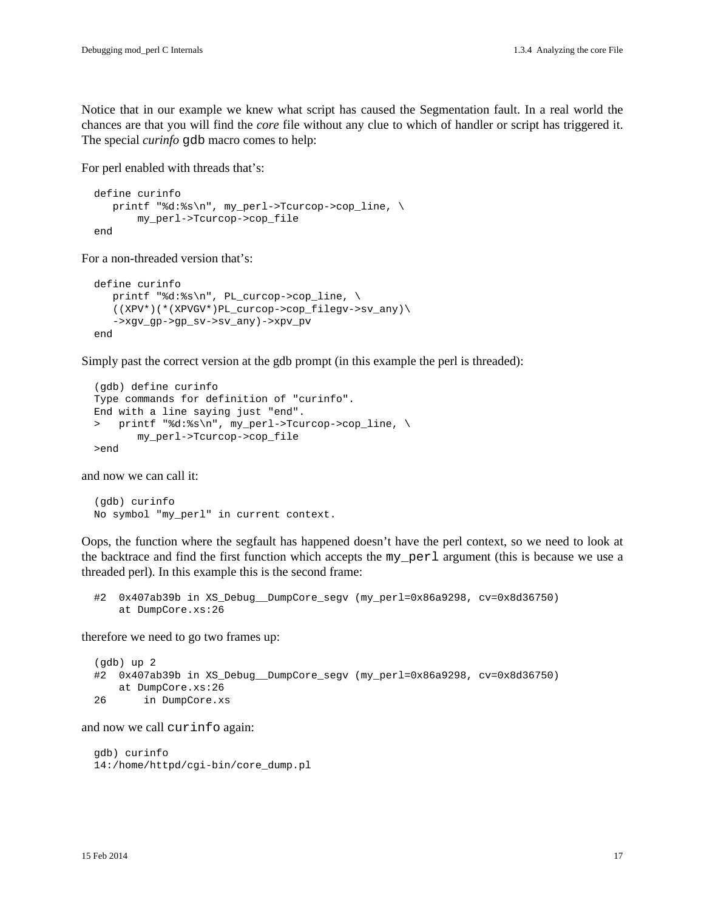Notice that in our example we knew what script has caused the Segmentation fault. In a real world the chances are that you will find the *core* file without any clue to which of handler or script has triggered it. The special *curinfo* `gdb` macro comes to help:

For perl enabled with threads that's:

```
define curinfo
   printf "%d:%s\n", my_perl->Tcurcop->cop_line, \
        my_perl->Tcurcop->cop_file
end
```

For a non-threaded version that's:

```
define curinfo
   printf "%d:%s\n", PL_curcop->cop_line, \
   ((XPV*)(*(XPVGV*)PL_curcop->cop_filegv->sv_any)\
   ->xgv_gp->gp_sv->sv_any)->xpv_pv
end
```

Simply past the correct version at the gdb prompt (in this example the perl is threaded):

```
(gdb) define curinfo
Type commands for definition of "curinfo".
End with a line saying just "end".
>   printf "%d:%s\n", my_perl->Tcurcop->cop_line, \
        my_perl->Tcurcop->cop_file
>end
```

and now we can call it:

```
(gdb) curinfo
No symbol "my_perl" in current context.
```

Oops, the function where the segfault has happened doesn't have the perl context, so we need to look at the backtrace and find the first function which accepts the `my_perl` argument (this is because we use a threaded perl). In this example this is the second frame:

```
#2  0x407ab39b in XS_Debug__DumpCore_segv (my_perl=0x86a9298, cv=0x8d36750)
    at DumpCore.xs:26
```

therefore we need to go two frames up:

```
(gdb) up 2
#2  0x407ab39b in XS_Debug__DumpCore_segv (my_perl=0x86a9298, cv=0x8d36750)
    at DumpCore.xs:26
26      in DumpCore.xs
```

and now we call `curinfo` again:

```
gdb) curinfo
14:/home/httpd/cgi-bin/core_dump.pl
```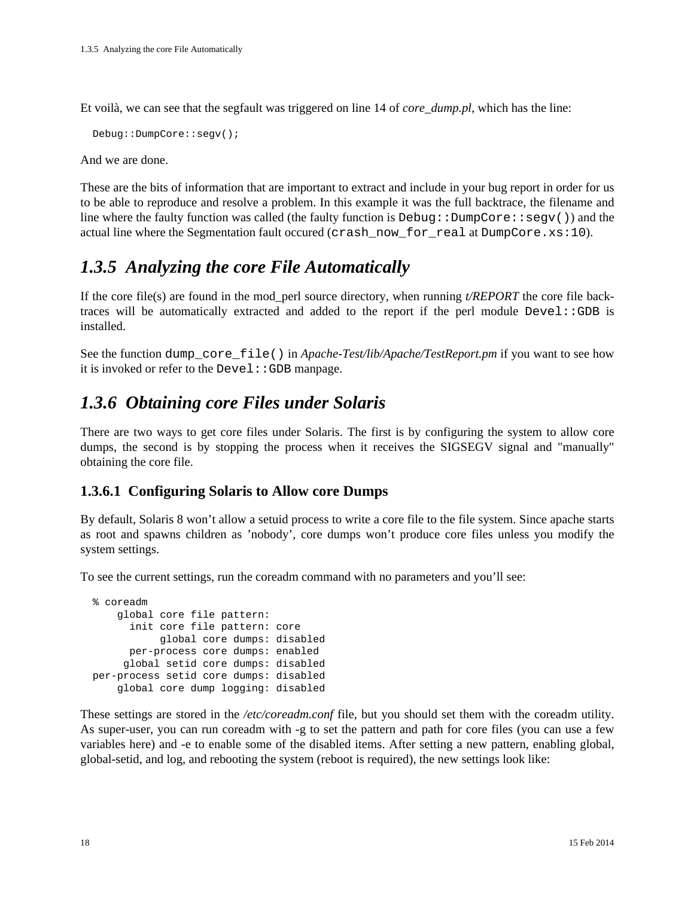Et voilà, we can see that the segfault was triggered on line 14 of *core_dump.pl*, which has the line:

```
Debug::DumpCore::segv();
```

And we are done.

These are the bits of information that are important to extract and include in your bug report in order for us to be able to reproduce and resolve a problem. In this example it was the full backtrace, the filename and line where the faulty function was called (the faulty function is `Debug::DumpCore::segv()`) and the actual line where the Segmentation fault occured (`crash_now_for_real` at `DumpCore.xs:10`).

## *1.3.5 Analyzing the core File Automatically*

If the core file(s) are found in the mod_perl source directory, when running *t/REPORT* the core file backtraces will be automatically extracted and added to the report if the perl module `Devel::GDB` is installed.

See the function `dump_core_file()` in *Apache-Test/lib/Apache/TestReport.pm* if you want to see how it is invoked or refer to the `Devel::GDB` manpage.

## *1.3.6 Obtaining core Files under Solaris*

There are two ways to get core files under Solaris. The first is by configuring the system to allow core dumps, the second is by stopping the process when it receives the SIGSEGV signal and "manually" obtaining the core file.

### 1.3.6.1 Configuring Solaris to Allow core Dumps

By default, Solaris 8 won't allow a setuid process to write a core file to the file system. Since apache starts as root and spawns children as 'nobody', core dumps won't produce core files unless you modify the system settings.

To see the current settings, run the coreadm command with no parameters and you'll see:

```
% coreadm
    global core file pattern:
      init core file pattern: core
           global core dumps: disabled
      per-process core dumps: enabled
     global setid core dumps: disabled
per-process setid core dumps: disabled
    global core dump logging: disabled
```

These settings are stored in the */etc/coreadm.conf* file, but you should set them with the coreadm utility. As super-user, you can run coreadm with -g to set the pattern and path for core files (you can use a few variables here) and -e to enable some of the disabled items. After setting a new pattern, enabling global, global-setid, and log, and rebooting the system (reboot is required), the new settings look like: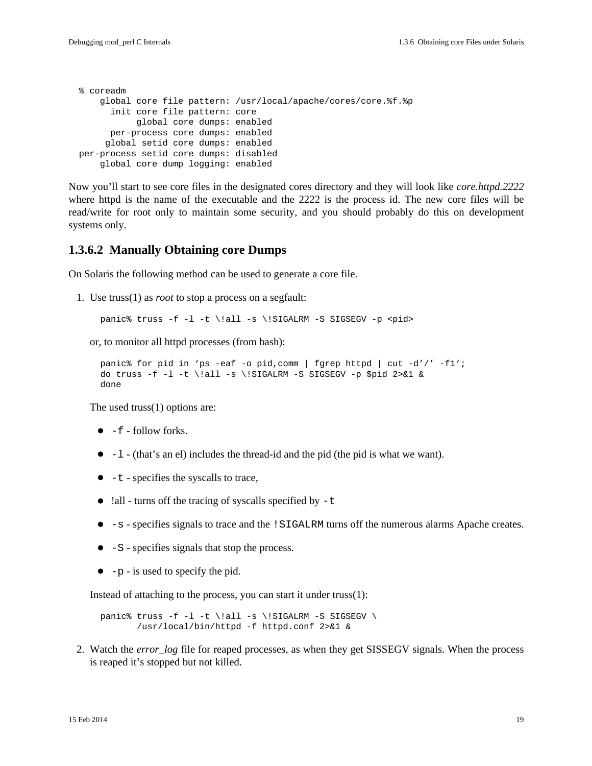```
% coreadm
     global core file pattern: /usr/local/apache/cores/core.%f.%p
       init core file pattern: core
            global core dumps: enabled
       per-process core dumps: enabled
      global setid core dumps: enabled
 per-process setid core dumps: disabled
     global core dump logging: enabled
```

Now you'll start to see core files in the designated cores directory and they will look like *core.httpd.2222* where httpd is the name of the executable and the 2222 is the process id. The new core files will be read/write for root only to maintain some security, and you should probably do this on development systems only.

#### 1.3.6.2 Manually Obtaining core Dumps

On Solaris the following method can be used to generate a core file.

1. Use truss(1) as *root* to stop a process on a segfault:

   ```
   panic% truss -f -l -t \!all -s \!SIGALRM -S SIGSEGV -p <pid>
   ```

   or, to monitor all httpd processes (from bash):

   ```
   panic% for pid in ‘ps -eaf -o pid,comm | fgrep httpd | cut -d’/’ -f1‘;
   do truss -f -l -t \!all -s \!SIGALRM -S SIGSEGV -p $pid 2>&1 &
   done
   ```

   The used truss(1) options are:

   - `-f` - follow forks.
   - `-l` - (that's an el) includes the thread-id and the pid (the pid is what we want).
   - `-t` - specifies the syscalls to trace,
   - !all - turns off the tracing of syscalls specified by `-t`
   - `-s` - specifies signals to trace and the `!SIGALRM` turns off the numerous alarms Apache creates.
   - `-S` - specifies signals that stop the process.
   - `-p` - is used to specify the pid.

   Instead of attaching to the process, you can start it under truss(1):

   ```
   panic% truss -f -l -t \!all -s \!SIGALRM -S SIGSEGV \
          /usr/local/bin/httpd -f httpd.conf 2>&1 &
   ```

2. Watch the *error_log* file for reaped processes, as when they get SISSEGV signals. When the process is reaped it's stopped but not killed.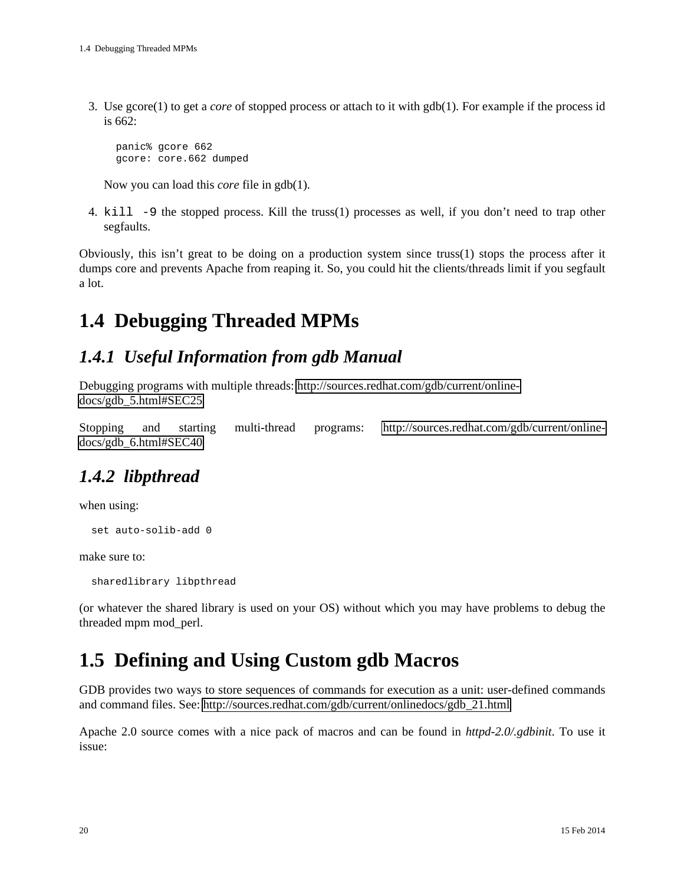3. Use gcore(1) to get a *core* of stopped process or attach to it with gdb(1). For example if the process id is 662:

   ```
   panic% gcore 662
   gcore: core.662 dumped
   ```

   Now you can load this *core* file in gdb(1).

4. `kill -9` the stopped process. Kill the truss(1) processes as well, if you don't need to trap other segfaults.

Obviously, this isn't great to be doing on a production system since truss(1) stops the process after it dumps core and prevents Apache from reaping it. So, you could hit the clients/threads limit if you segfault a lot.

# 1.4 Debugging Threaded MPMs

## *1.4.1 Useful Information from gdb Manual*

Debugging programs with multiple threads: http://sources.redhat.com/gdb/current/onlinedocs/gdb_5.html#SEC25

Stopping and starting multi-thread programs: http://sources.redhat.com/gdb/current/onlinedocs/gdb_6.html#SEC40

## *1.4.2 libpthread*

when using:

```
set auto-solib-add 0
```

make sure to:

```
sharedlibrary libpthread
```

(or whatever the shared library is used on your OS) without which you may have problems to debug the threaded mpm mod_perl.

# 1.5 Defining and Using Custom gdb Macros

GDB provides two ways to store sequences of commands for execution as a unit: user-defined commands and command files. See: http://sources.redhat.com/gdb/current/onlinedocs/gdb_21.html

Apache 2.0 source comes with a nice pack of macros and can be found in *httpd-2.0/.gdbinit*. To use it issue: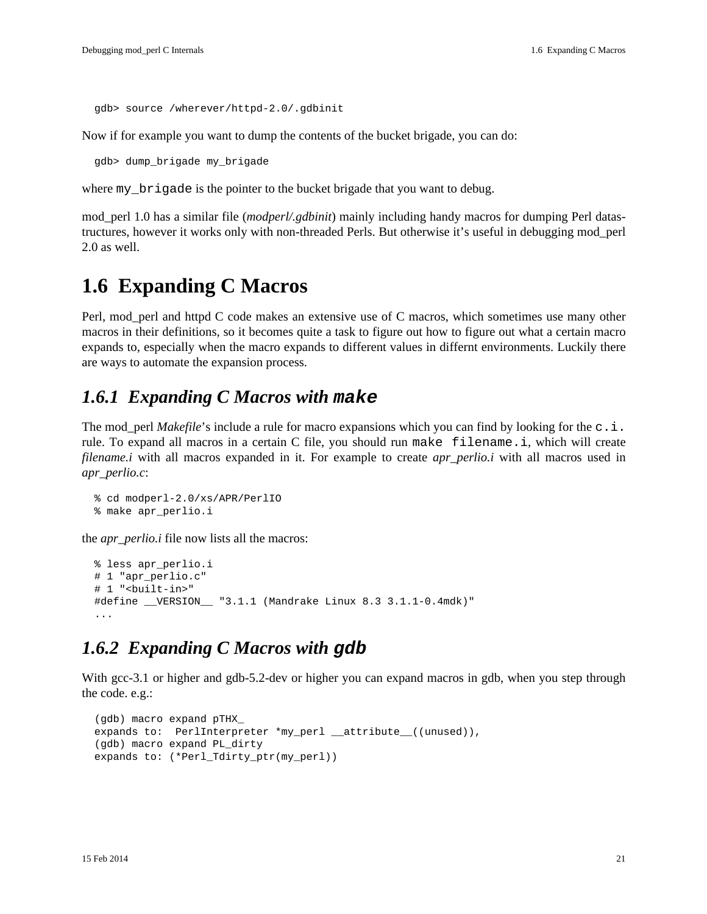```
gdb> source /wherever/httpd-2.0/.gdbinit
```

Now if for example you want to dump the contents of the bucket brigade, you can do:

```
gdb> dump_brigade my_brigade
```

where `my_brigade` is the pointer to the bucket brigade that you want to debug.

mod_perl 1.0 has a similar file (*modperl/.gdbinit*) mainly including handy macros for dumping Perl datastructures, however it works only with non-threaded Perls. But otherwise it's useful in debugging mod_perl 2.0 as well.

# 1.6 Expanding C Macros

Perl, mod_perl and httpd C code makes an extensive use of C macros, which sometimes use many other macros in their definitions, so it becomes quite a task to figure out how to figure out what a certain macro expands to, especially when the macro expands to different values in differnt environments. Luckily there are ways to automate the expansion process.

## *1.6.1 Expanding C Macros with `make`*

The mod_perl *Makefile*'s include a rule for macro expansions which you can find by looking for the `c.i.` rule. To expand all macros in a certain C file, you should run `make filename.i`, which will create *filename.i* with all macros expanded in it. For example to create *apr_perlio.i* with all macros used in *apr_perlio.c*:

```
% cd modperl-2.0/xs/APR/PerlIO
% make apr_perlio.i
```

the *apr_perlio.i* file now lists all the macros:

```
% less apr_perlio.i
# 1 "apr_perlio.c"
# 1 "<built-in>"
#define __VERSION__ "3.1.1 (Mandrake Linux 8.3 3.1.1-0.4mdk)"
...
```

## *1.6.2 Expanding C Macros with `gdb`*

With gcc-3.1 or higher and gdb-5.2-dev or higher you can expand macros in gdb, when you step through the code. e.g.:

```
(gdb) macro expand pTHX_
expands to:  PerlInterpreter *my_perl __attribute__((unused)),
(gdb) macro expand PL_dirty
expands to: (*Perl_Tdirty_ptr(my_perl))
```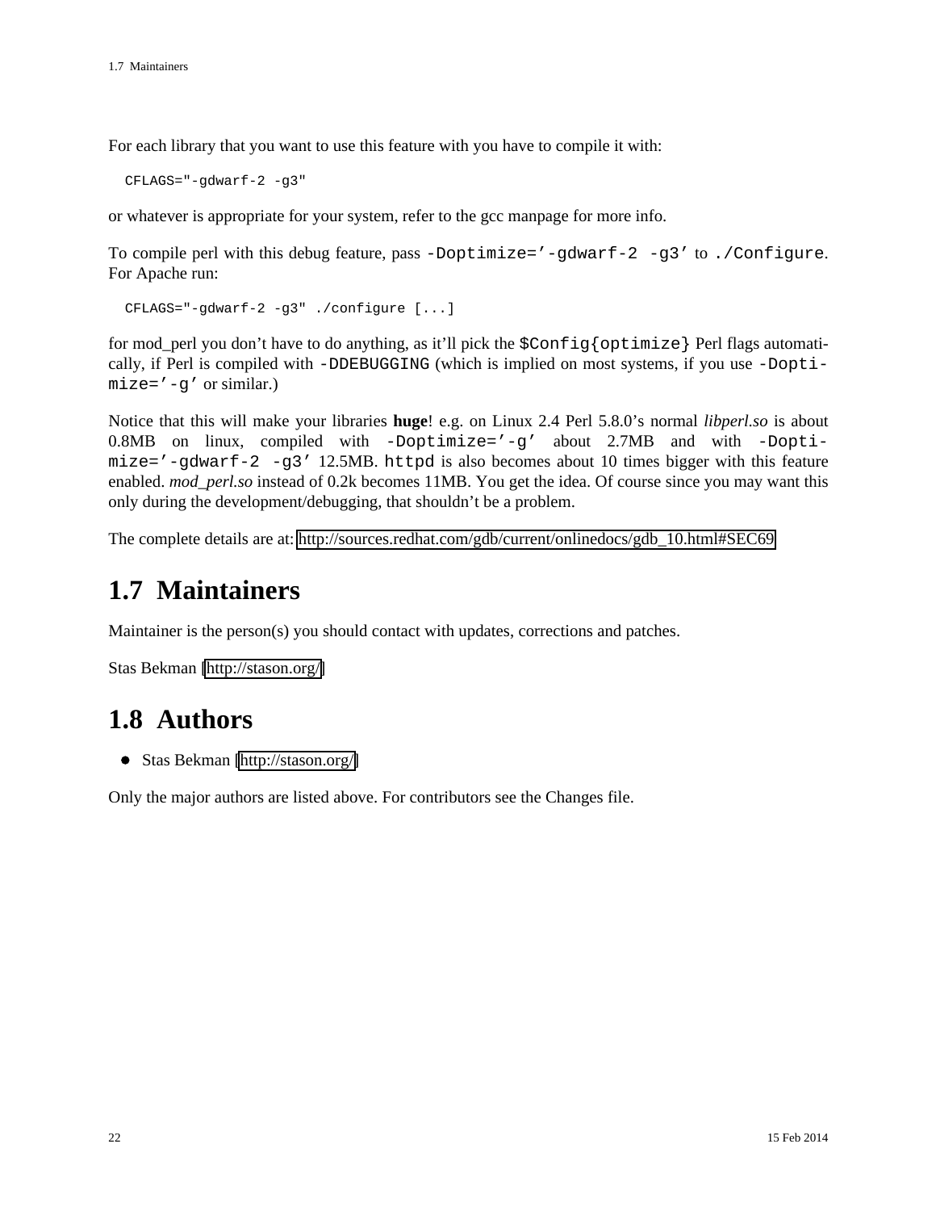For each library that you want to use this feature with you have to compile it with:

```
CFLAGS="-gdwarf-2 -g3"
```

or whatever is appropriate for your system, refer to the gcc manpage for more info.

To compile perl with this debug feature, pass `-Doptimize='-gdwarf-2 -g3'` to `./Configure`. For Apache run:

```
CFLAGS="-gdwarf-2 -g3" ./configure [...]
```

for mod_perl you don't have to do anything, as it'll pick the `$Config{optimize}` Perl flags automatically, if Perl is compiled with `-DDEBUGGING` (which is implied on most systems, if you use `-Doptimize='-g'` or similar.)

Notice that this will make your libraries **huge**! e.g. on Linux 2.4 Perl 5.8.0's normal *libperl.so* is about 0.8MB on linux, compiled with `-Doptimize='-g'` about 2.7MB and with `-Doptimize='-gdwarf-2 -g3'` 12.5MB. `httpd` is also becomes about 10 times bigger with this feature enabled. *mod_perl.so* instead of 0.2k becomes 11MB. You get the idea. Of course since you may want this only during the development/debugging, that shouldn't be a problem.

The complete details are at: http://sources.redhat.com/gdb/current/onlinedocs/gdb_10.html#SEC69

## 1.7 Maintainers

Maintainer is the person(s) you should contact with updates, corrections and patches.

Stas Bekman [http://stason.org/]

## 1.8 Authors

- Stas Bekman [http://stason.org/]

Only the major authors are listed above. For contributors see the Changes file.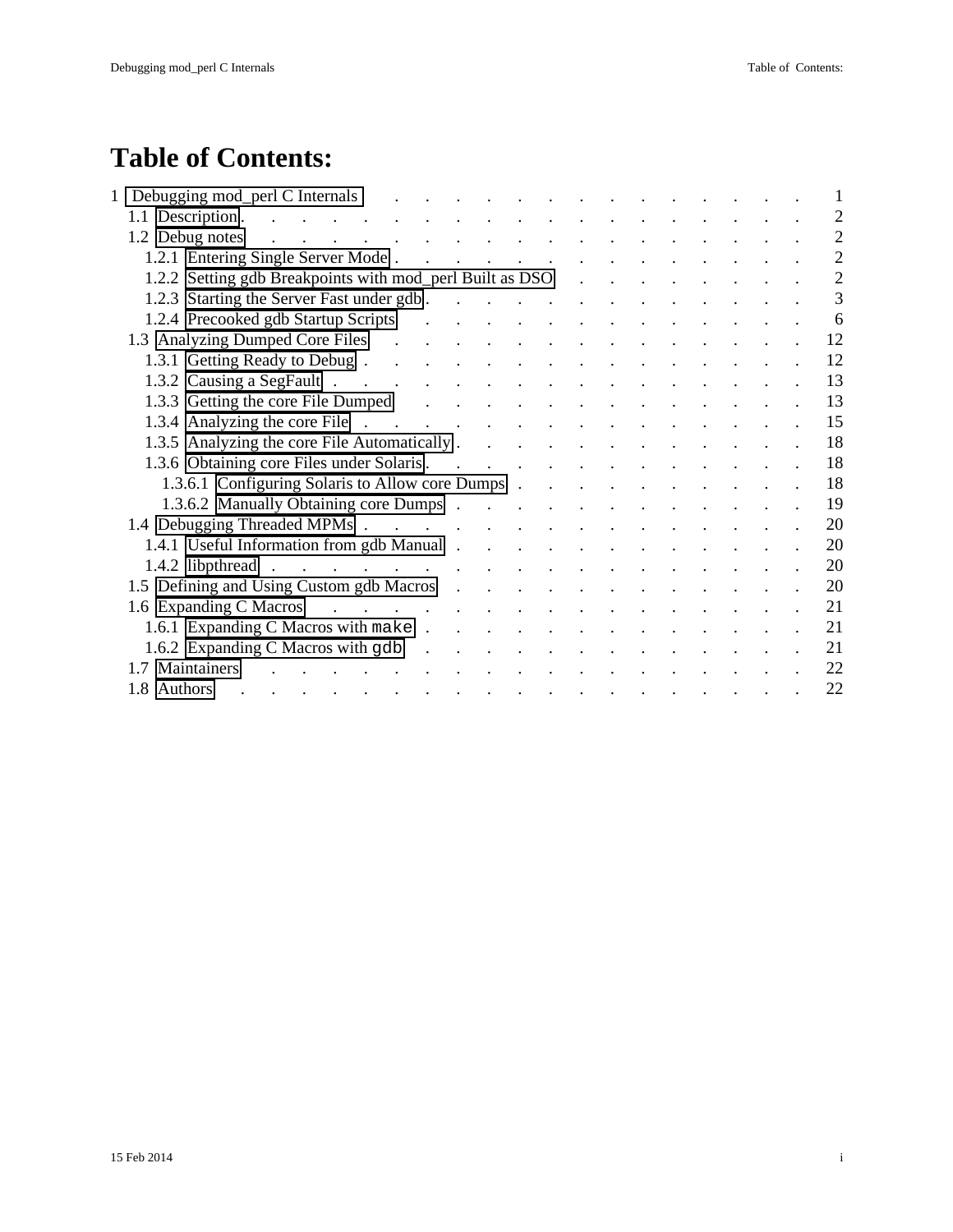# Table of Contents:

- 1 Debugging mod_perl C Internals . . . . . 1
  - 1.1 Description . . . . . 2
  - 1.2 Debug notes . . . . . 2
    - 1.2.1 Entering Single Server Mode . . . . . 2
    - 1.2.2 Setting gdb Breakpoints with mod_perl Built as DSO . . . . . 2
    - 1.2.3 Starting the Server Fast under gdb . . . . . 3
    - 1.2.4 Precooked gdb Startup Scripts . . . . . 6
  - 1.3 Analyzing Dumped Core Files . . . . . 12
    - 1.3.1 Getting Ready to Debug . . . . . 12
    - 1.3.2 Causing a SegFault . . . . . 13
    - 1.3.3 Getting the core File Dumped . . . . . 13
    - 1.3.4 Analyzing the core File . . . . . 15
    - 1.3.5 Analyzing the core File Automatically . . . . . 18
    - 1.3.6 Obtaining core Files under Solaris . . . . . 18
      - 1.3.6.1 Configuring Solaris to Allow core Dumps . . . . . 18
      - 1.3.6.2 Manually Obtaining core Dumps . . . . . 19
  - 1.4 Debugging Threaded MPMs . . . . . 20
    - 1.4.1 Useful Information from gdb Manual . . . . . 20
    - 1.4.2 libpthread . . . . . 20
  - 1.5 Defining and Using Custom gdb Macros . . . . . 20
  - 1.6 Expanding C Macros . . . . . 21
    - 1.6.1 Expanding C Macros with `make` . . . . . 21
    - 1.6.2 Expanding C Macros with `gdb` . . . . . 21
  - 1.7 Maintainers . . . . . 22
  - 1.8 Authors . . . . . 22